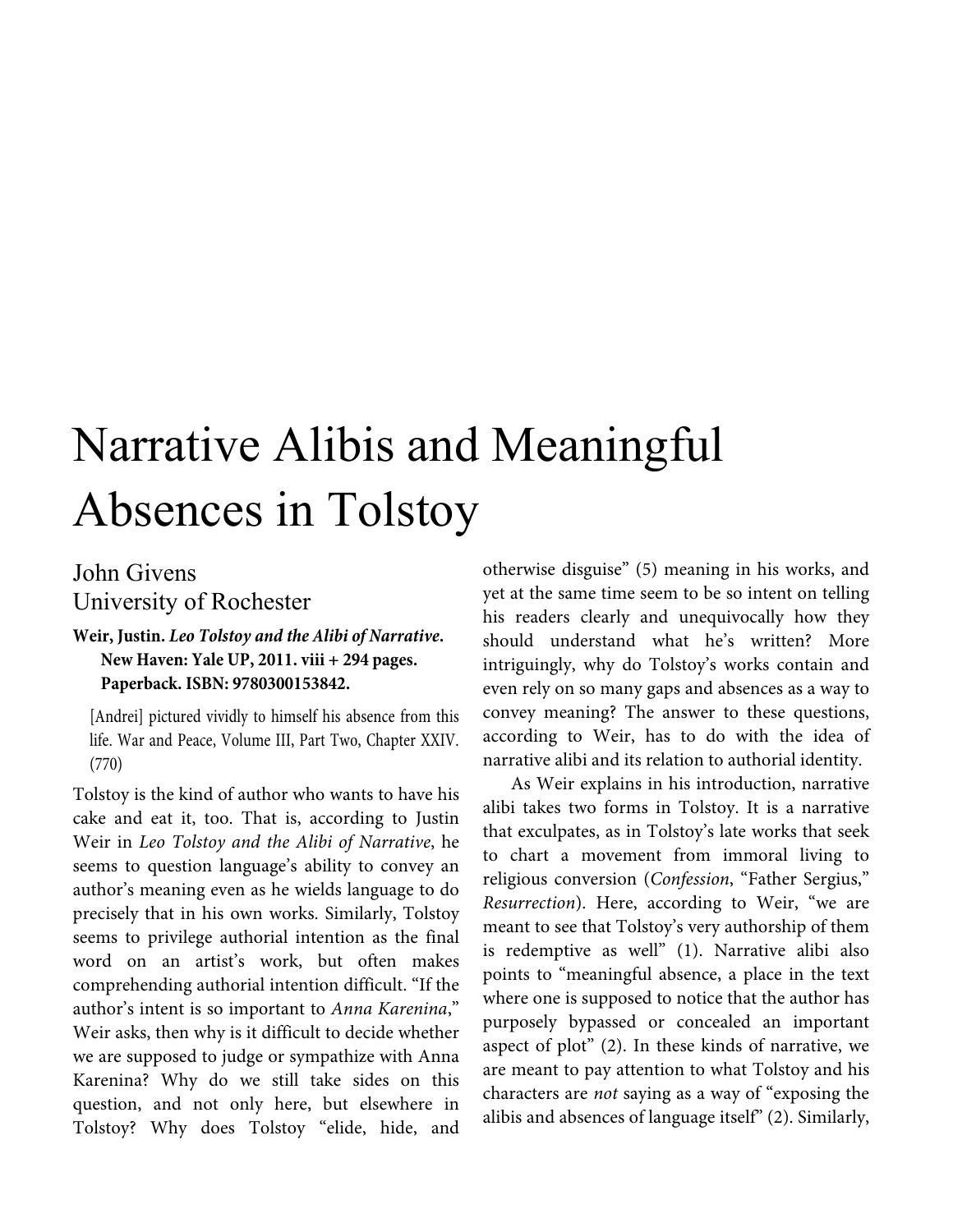# Narrative Alibis and Meaningful Absences in Tolstoy

John Givens
University of Rochester

**Weir, Justin. *Leo Tolstoy and the Alibi of Narrative*. New Haven: Yale UP, 2011. viii + 294 pages. Paperback. ISBN: 9780300153842.**

> [Andrei] pictured vividly to himself his absence from this life. War and Peace, Volume III, Part Two, Chapter XXIV. (770)

Tolstoy is the kind of author who wants to have his cake and eat it, too. That is, according to Justin Weir in *Leo Tolstoy and the Alibi of Narrative*, he seems to question language's ability to convey an author's meaning even as he wields language to do precisely that in his own works. Similarly, Tolstoy seems to privilege authorial intention as the final word on an artist's work, but often makes comprehending authorial intention difficult. "If the author's intent is so important to *Anna Karenina*," Weir asks, then why is it difficult to decide whether we are supposed to judge or sympathize with Anna Karenina? Why do we still take sides on this question, and not only here, but elsewhere in Tolstoy? Why does Tolstoy "elide, hide, and otherwise disguise" (5) meaning in his works, and yet at the same time seem to be so intent on telling his readers clearly and unequivocally how they should understand what he's written? More intriguingly, why do Tolstoy's works contain and even rely on so many gaps and absences as a way to convey meaning? The answer to these questions, according to Weir, has to do with the idea of narrative alibi and its relation to authorial identity.

As Weir explains in his introduction, narrative alibi takes two forms in Tolstoy. It is a narrative that exculpates, as in Tolstoy's late works that seek to chart a movement from immoral living to religious conversion (*Confession*, "Father Sergius," *Resurrection*). Here, according to Weir, "we are meant to see that Tolstoy's very authorship of them is redemptive as well" (1). Narrative alibi also points to "meaningful absence, a place in the text where one is supposed to notice that the author has purposely bypassed or concealed an important aspect of plot" (2). In these kinds of narrative, we are meant to pay attention to what Tolstoy and his characters are *not* saying as a way of "exposing the alibis and absences of language itself" (2). Similarly,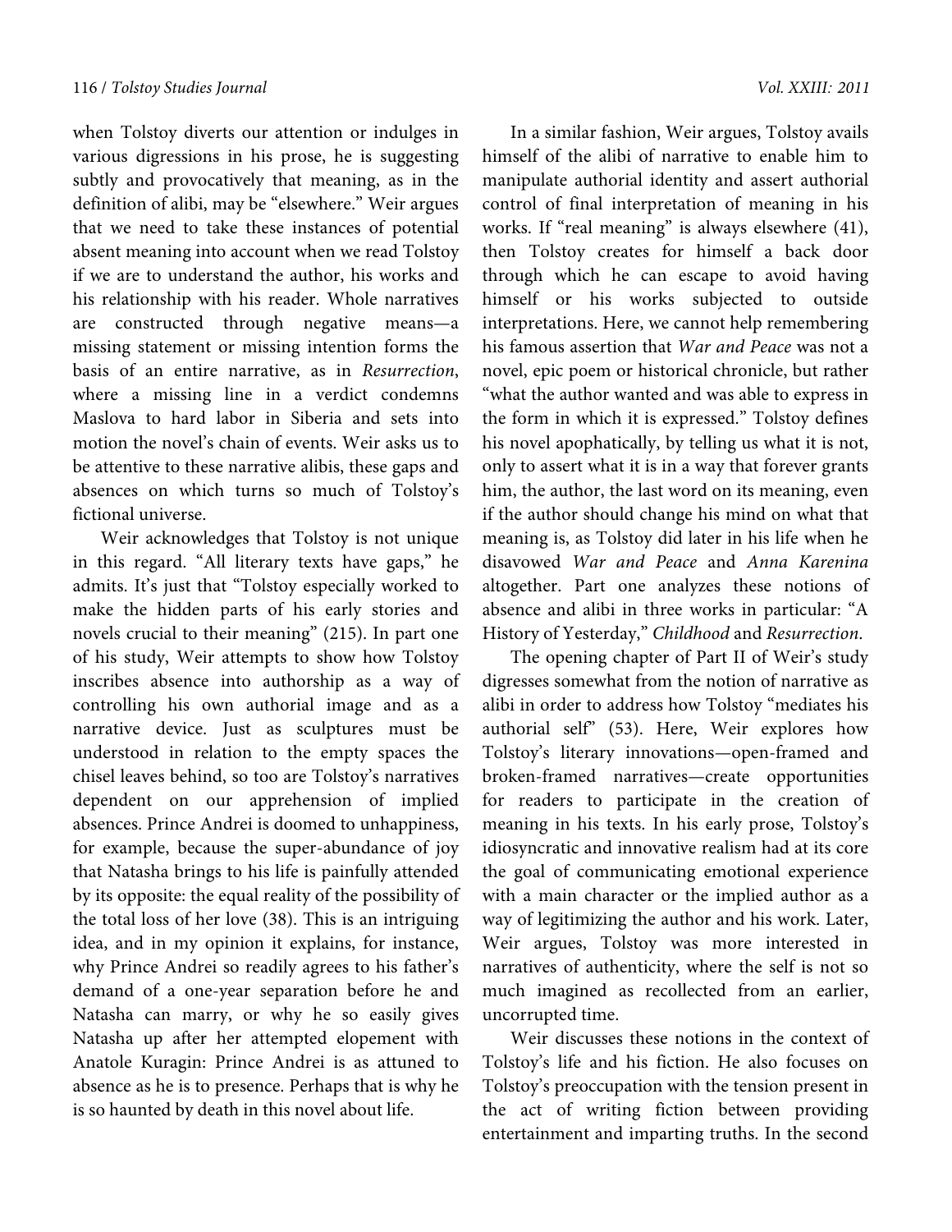when Tolstoy diverts our attention or indulges in various digressions in his prose, he is suggesting subtly and provocatively that meaning, as in the definition of alibi, may be "elsewhere." Weir argues that we need to take these instances of potential absent meaning into account when we read Tolstoy if we are to understand the author, his works and his relationship with his reader. Whole narratives are constructed through negative means—a missing statement or missing intention forms the basis of an entire narrative, as in *Resurrection*, where a missing line in a verdict condemns Maslova to hard labor in Siberia and sets into motion the novel's chain of events. Weir asks us to be attentive to these narrative alibis, these gaps and absences on which turns so much of Tolstoy's fictional universe.

Weir acknowledges that Tolstoy is not unique in this regard. "All literary texts have gaps," he admits. It's just that "Tolstoy especially worked to make the hidden parts of his early stories and novels crucial to their meaning" (215). In part one of his study, Weir attempts to show how Tolstoy inscribes absence into authorship as a way of controlling his own authorial image and as a narrative device. Just as sculptures must be understood in relation to the empty spaces the chisel leaves behind, so too are Tolstoy's narratives dependent on our apprehension of implied absences. Prince Andrei is doomed to unhappiness, for example, because the super-abundance of joy that Natasha brings to his life is painfully attended by its opposite: the equal reality of the possibility of the total loss of her love (38). This is an intriguing idea, and in my opinion it explains, for instance, why Prince Andrei so readily agrees to his father's demand of a one-year separation before he and Natasha can marry, or why he so easily gives Natasha up after her attempted elopement with Anatole Kuragin: Prince Andrei is as attuned to absence as he is to presence. Perhaps that is why he is so haunted by death in this novel about life.

In a similar fashion, Weir argues, Tolstoy avails himself of the alibi of narrative to enable him to manipulate authorial identity and assert authorial control of final interpretation of meaning in his works. If "real meaning" is always elsewhere (41), then Tolstoy creates for himself a back door through which he can escape to avoid having himself or his works subjected to outside interpretations. Here, we cannot help remembering his famous assertion that *War and Peace* was not a novel, epic poem or historical chronicle, but rather "what the author wanted and was able to express in the form in which it is expressed." Tolstoy defines his novel apophatically, by telling us what it is not, only to assert what it is in a way that forever grants him, the author, the last word on its meaning, even if the author should change his mind on what that meaning is, as Tolstoy did later in his life when he disavowed *War and Peace* and *Anna Karenina* altogether. Part one analyzes these notions of absence and alibi in three works in particular: "A History of Yesterday," *Childhood* and *Resurrection*.

The opening chapter of Part II of Weir's study digresses somewhat from the notion of narrative as alibi in order to address how Tolstoy "mediates his authorial self" (53). Here, Weir explores how Tolstoy's literary innovations—open-framed and broken-framed narratives—create opportunities for readers to participate in the creation of meaning in his texts. In his early prose, Tolstoy's idiosyncratic and innovative realism had at its core the goal of communicating emotional experience with a main character or the implied author as a way of legitimizing the author and his work. Later, Weir argues, Tolstoy was more interested in narratives of authenticity, where the self is not so much imagined as recollected from an earlier, uncorrupted time.

Weir discusses these notions in the context of Tolstoy's life and his fiction. He also focuses on Tolstoy's preoccupation with the tension present in the act of writing fiction between providing entertainment and imparting truths. In the second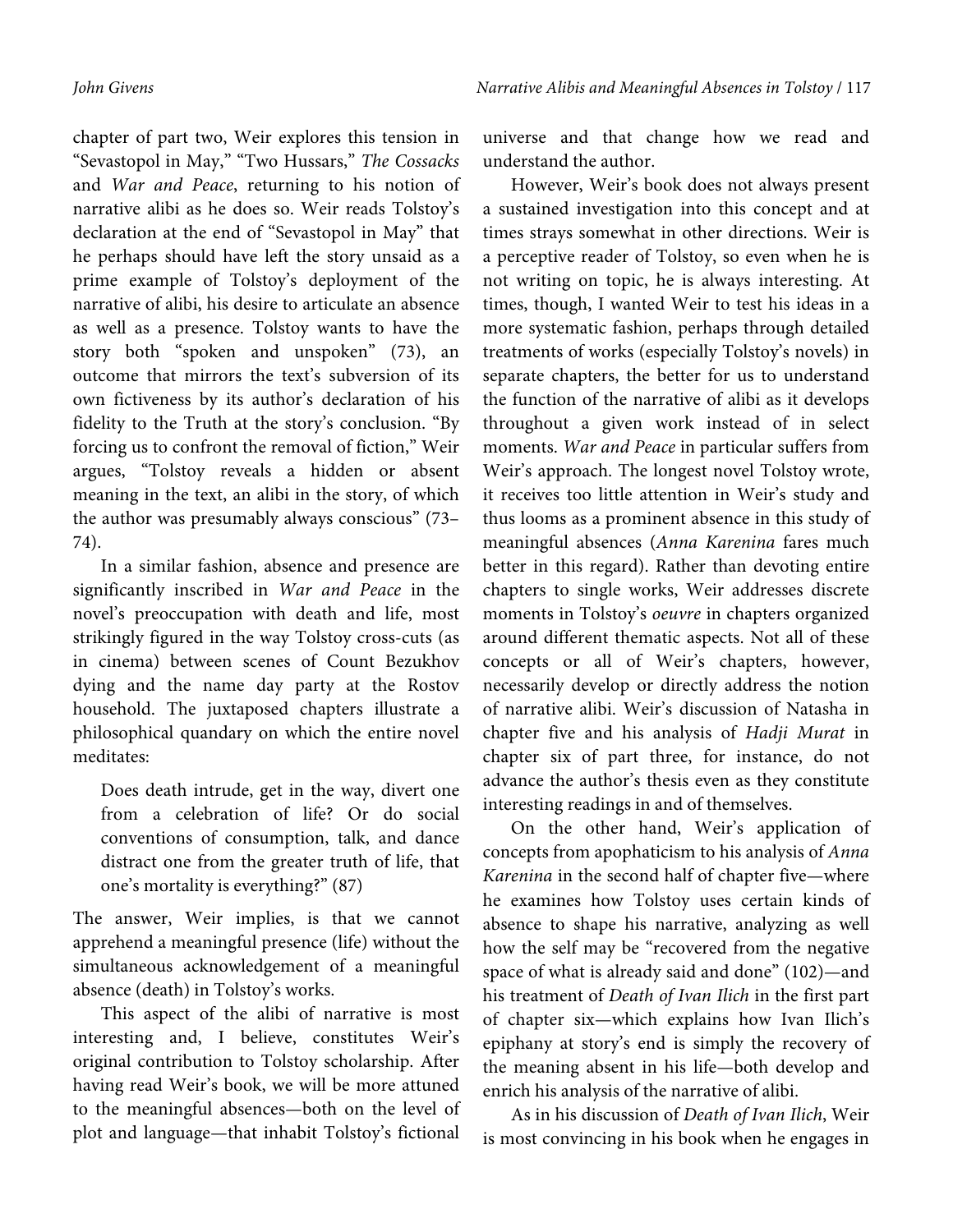chapter of part two, Weir explores this tension in "Sevastopol in May," "Two Hussars," *The Cossacks* and *War and Peace*, returning to his notion of narrative alibi as he does so. Weir reads Tolstoy's declaration at the end of "Sevastopol in May" that he perhaps should have left the story unsaid as a prime example of Tolstoy's deployment of the narrative of alibi, his desire to articulate an absence as well as a presence. Tolstoy wants to have the story both "spoken and unspoken" (73), an outcome that mirrors the text's subversion of its own fictiveness by its author's declaration of his fidelity to the Truth at the story's conclusion. "By forcing us to confront the removal of fiction," Weir argues, "Tolstoy reveals a hidden or absent meaning in the text, an alibi in the story, of which the author was presumably always conscious" (73–74).

In a similar fashion, absence and presence are significantly inscribed in *War and Peace* in the novel's preoccupation with death and life, most strikingly figured in the way Tolstoy cross-cuts (as in cinema) between scenes of Count Bezukhov dying and the name day party at the Rostov household. The juxtaposed chapters illustrate a philosophical quandary on which the entire novel meditates:

> Does death intrude, get in the way, divert one from a celebration of life? Or do social conventions of consumption, talk, and dance distract one from the greater truth of life, that one's mortality is everything?" (87)

The answer, Weir implies, is that we cannot apprehend a meaningful presence (life) without the simultaneous acknowledgement of a meaningful absence (death) in Tolstoy's works.

This aspect of the alibi of narrative is most interesting and, I believe, constitutes Weir's original contribution to Tolstoy scholarship. After having read Weir's book, we will be more attuned to the meaningful absences—both on the level of plot and language—that inhabit Tolstoy's fictional universe and that change how we read and understand the author.

However, Weir's book does not always present a sustained investigation into this concept and at times strays somewhat in other directions. Weir is a perceptive reader of Tolstoy, so even when he is not writing on topic, he is always interesting. At times, though, I wanted Weir to test his ideas in a more systematic fashion, perhaps through detailed treatments of works (especially Tolstoy's novels) in separate chapters, the better for us to understand the function of the narrative of alibi as it develops throughout a given work instead of in select moments. *War and Peace* in particular suffers from Weir's approach. The longest novel Tolstoy wrote, it receives too little attention in Weir's study and thus looms as a prominent absence in this study of meaningful absences (*Anna Karenina* fares much better in this regard). Rather than devoting entire chapters to single works, Weir addresses discrete moments in Tolstoy's *oeuvre* in chapters organized around different thematic aspects. Not all of these concepts or all of Weir's chapters, however, necessarily develop or directly address the notion of narrative alibi. Weir's discussion of Natasha in chapter five and his analysis of *Hadji Murat* in chapter six of part three, for instance, do not advance the author's thesis even as they constitute interesting readings in and of themselves.

On the other hand, Weir's application of concepts from apophaticism to his analysis of *Anna Karenina* in the second half of chapter five—where he examines how Tolstoy uses certain kinds of absence to shape his narrative, analyzing as well how the self may be "recovered from the negative space of what is already said and done" (102)—and his treatment of *Death of Ivan Ilich* in the first part of chapter six—which explains how Ivan Ilich's epiphany at story's end is simply the recovery of the meaning absent in his life—both develop and enrich his analysis of the narrative of alibi.

As in his discussion of *Death of Ivan Ilich*, Weir is most convincing in his book when he engages in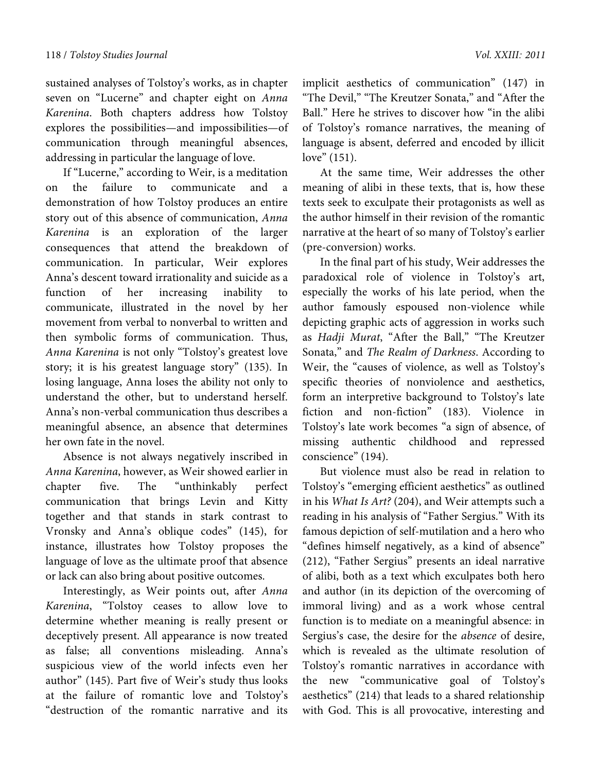sustained analyses of Tolstoy's works, as in chapter seven on "Lucerne" and chapter eight on *Anna Karenina*. Both chapters address how Tolstoy explores the possibilities—and impossibilities—of communication through meaningful absences, addressing in particular the language of love.

If "Lucerne," according to Weir, is a meditation on the failure to communicate and a demonstration of how Tolstoy produces an entire story out of this absence of communication, *Anna Karenina* is an exploration of the larger consequences that attend the breakdown of communication. In particular, Weir explores Anna's descent toward irrationality and suicide as a function of her increasing inability to communicate, illustrated in the novel by her movement from verbal to nonverbal to written and then symbolic forms of communication. Thus, *Anna Karenina* is not only "Tolstoy's greatest love story; it is his greatest language story" (135). In losing language, Anna loses the ability not only to understand the other, but to understand herself. Anna's non-verbal communication thus describes a meaningful absence, an absence that determines her own fate in the novel.

Absence is not always negatively inscribed in *Anna Karenina*, however, as Weir showed earlier in chapter five. The "unthinkably perfect communication that brings Levin and Kitty together and that stands in stark contrast to Vronsky and Anna's oblique codes" (145), for instance, illustrates how Tolstoy proposes the language of love as the ultimate proof that absence or lack can also bring about positive outcomes.

Interestingly, as Weir points out, after *Anna Karenina*, "Tolstoy ceases to allow love to determine whether meaning is really present or deceptively present. All appearance is now treated as false; all conventions misleading. Anna's suspicious view of the world infects even her author" (145). Part five of Weir's study thus looks at the failure of romantic love and Tolstoy's "destruction of the romantic narrative and its implicit aesthetics of communication" (147) in "The Devil," "The Kreutzer Sonata," and "After the Ball." Here he strives to discover how "in the alibi of Tolstoy's romance narratives, the meaning of language is absent, deferred and encoded by illicit love" (151).

At the same time, Weir addresses the other meaning of alibi in these texts, that is, how these texts seek to exculpate their protagonists as well as the author himself in their revision of the romantic narrative at the heart of so many of Tolstoy's earlier (pre-conversion) works.

In the final part of his study, Weir addresses the paradoxical role of violence in Tolstoy's art, especially the works of his late period, when the author famously espoused non-violence while depicting graphic acts of aggression in works such as *Hadji Murat*, "After the Ball," "The Kreutzer Sonata," and *The Realm of Darkness*. According to Weir, the "causes of violence, as well as Tolstoy's specific theories of nonviolence and aesthetics, form an interpretive background to Tolstoy's late fiction and non-fiction" (183). Violence in Tolstoy's late work becomes "a sign of absence, of missing authentic childhood and repressed conscience" (194).

But violence must also be read in relation to Tolstoy's "emerging efficient aesthetics" as outlined in his *What Is Art?* (204), and Weir attempts such a reading in his analysis of "Father Sergius." With its famous depiction of self-mutilation and a hero who "defines himself negatively, as a kind of absence" (212), "Father Sergius" presents an ideal narrative of alibi, both as a text which exculpates both hero and author (in its depiction of the overcoming of immoral living) and as a work whose central function is to mediate on a meaningful absence: in Sergius's case, the desire for the *absence* of desire, which is revealed as the ultimate resolution of Tolstoy's romantic narratives in accordance with the new "communicative goal of Tolstoy's aesthetics" (214) that leads to a shared relationship with God. This is all provocative, interesting and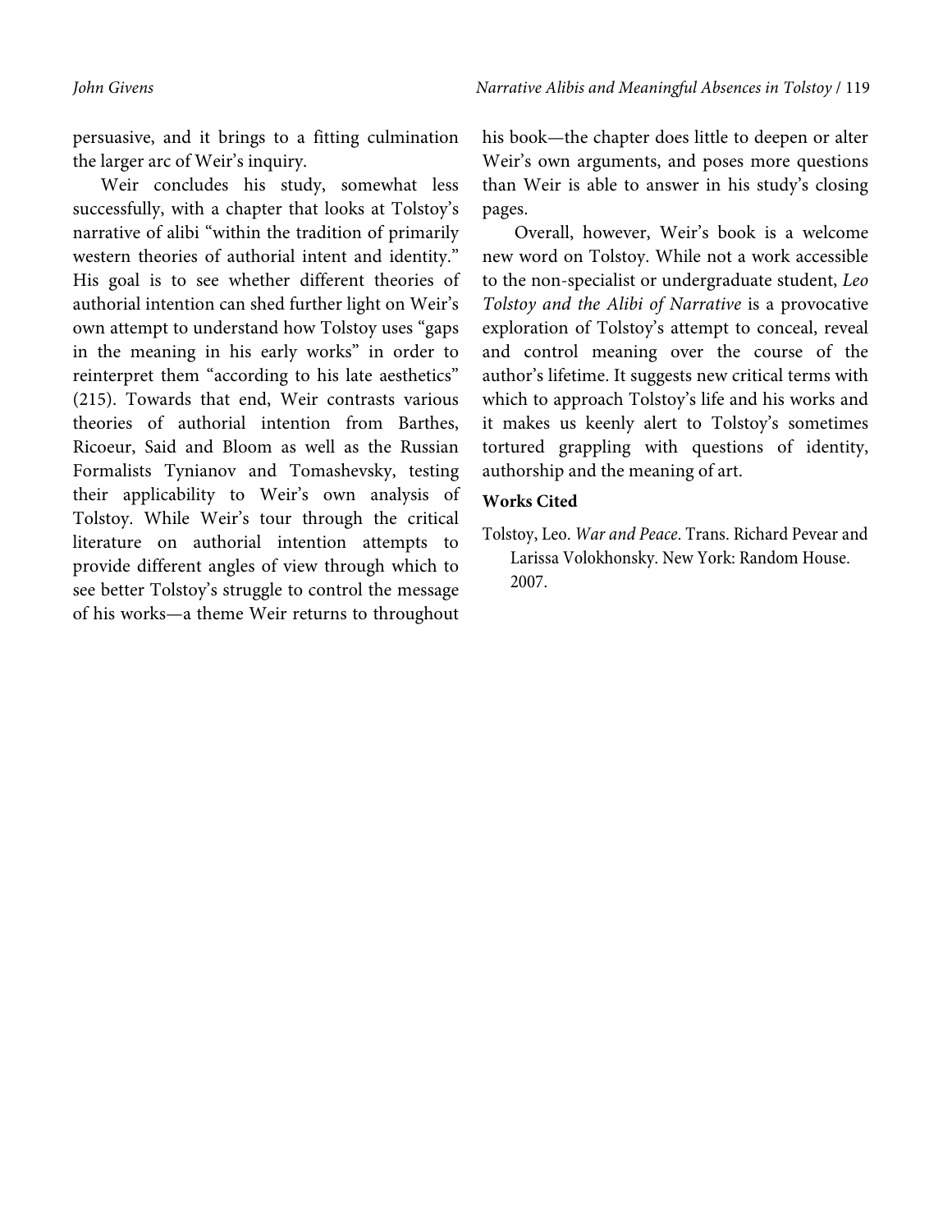persuasive, and it brings to a fitting culmination the larger arc of Weir's inquiry.

Weir concludes his study, somewhat less successfully, with a chapter that looks at Tolstoy's narrative of alibi "within the tradition of primarily western theories of authorial intent and identity." His goal is to see whether different theories of authorial intention can shed further light on Weir's own attempt to understand how Tolstoy uses "gaps in the meaning in his early works" in order to reinterpret them "according to his late aesthetics" (215). Towards that end, Weir contrasts various theories of authorial intention from Barthes, Ricoeur, Said and Bloom as well as the Russian Formalists Tynianov and Tomashevsky, testing their applicability to Weir's own analysis of Tolstoy. While Weir's tour through the critical literature on authorial intention attempts to provide different angles of view through which to see better Tolstoy's struggle to control the message of his works—a theme Weir returns to throughout his book—the chapter does little to deepen or alter Weir's own arguments, and poses more questions than Weir is able to answer in his study's closing pages.

Overall, however, Weir's book is a welcome new word on Tolstoy. While not a work accessible to the non-specialist or undergraduate student, *Leo Tolstoy and the Alibi of Narrative* is a provocative exploration of Tolstoy's attempt to conceal, reveal and control meaning over the course of the author's lifetime. It suggests new critical terms with which to approach Tolstoy's life and his works and it makes us keenly alert to Tolstoy's sometimes tortured grappling with questions of identity, authorship and the meaning of art.

**Works Cited**

Tolstoy, Leo. *War and Peace*. Trans. Richard Pevear and Larissa Volokhonsky. New York: Random House. 2007.